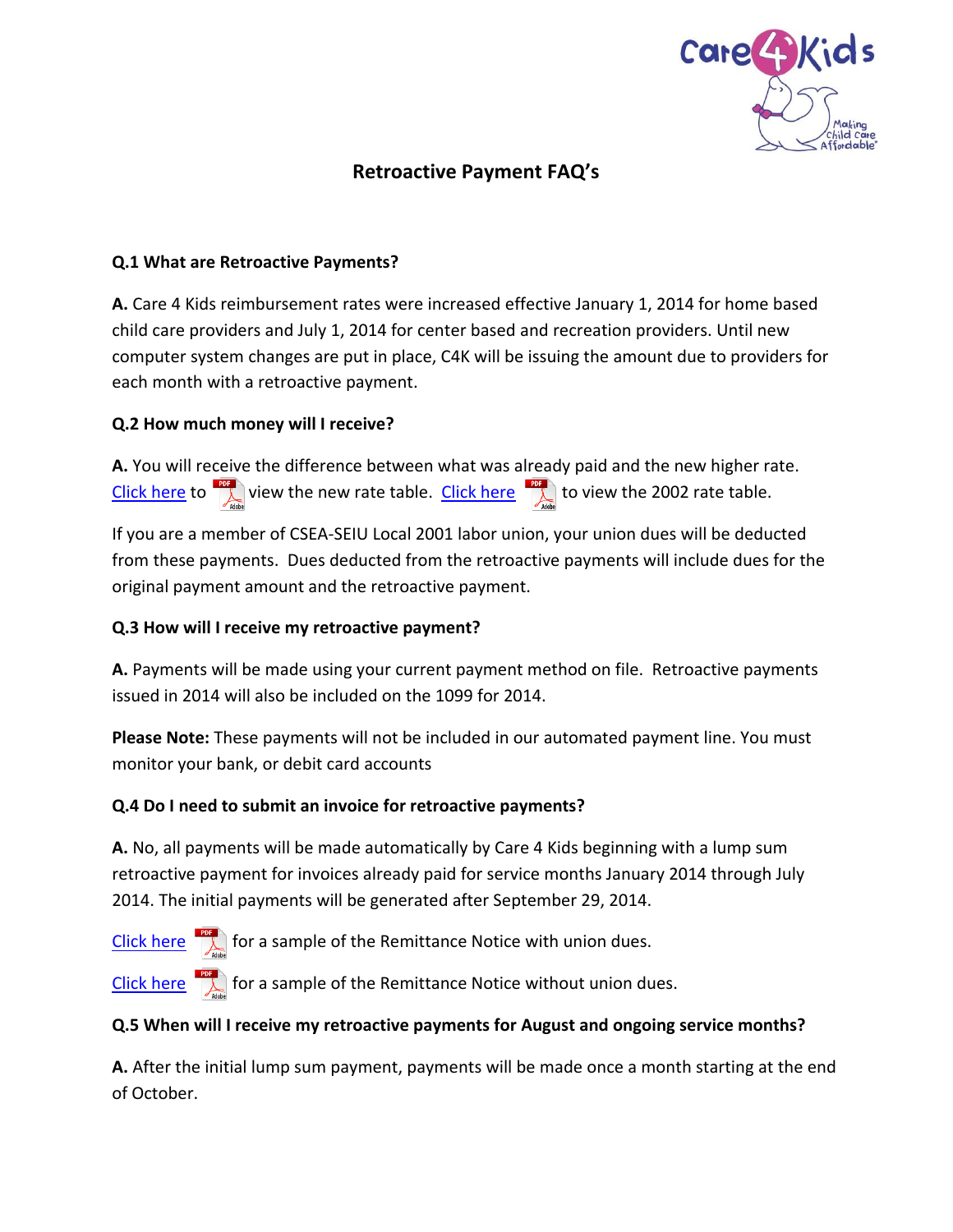# Retroactive Payment FAQ's

### Q.1 What are Retroactive Payments?

**A.** Care 4 Kids reimbursement rates were increased effective January 1, 2014 for home based child care providers and July 1, 2014 for center based and recreation providers. Until new computer system changes are put in place, C4K will be issuing the amount due to providers for each month with a retroactive payment.

### Q.2 How much money will I receive?

**A.** You will receive the difference between what was already paid and the new higher rate. Click here to view the new rate table. Click here to view the 2002 rate table.

If you are a member of CSEA-SEIU Local 2001 labor union, your union dues will be deducted from these payments. Dues deducted from the retroactive payments will include dues for the original payment amount and the retroactive payment.

### Q.3 How will I receive my retroactive payment?

**A.** Payments will be made using your current payment method on file. Retroactive payments issued in 2014 will also be included on the 1099 for 2014.

**Please Note:** These payments will not be included in our automated payment line. You must monitor your bank, or debit card accounts

### Q.4 Do I need to submit an invoice for retroactive payments?

**A.** No, all payments will be made automatically by Care 4 Kids beginning with a lump sum retroactive payment for invoices already paid for service months January 2014 through July 2014. The initial payments will be generated after September 29, 2014.

Click here for a sample of the Remittance Notice with union dues.

Click here for a sample of the Remittance Notice without union dues.

### Q.5 When will I receive my retroactive payments for August and ongoing service months?

**A.** After the initial lump sum payment, payments will be made once a month starting at the end of October.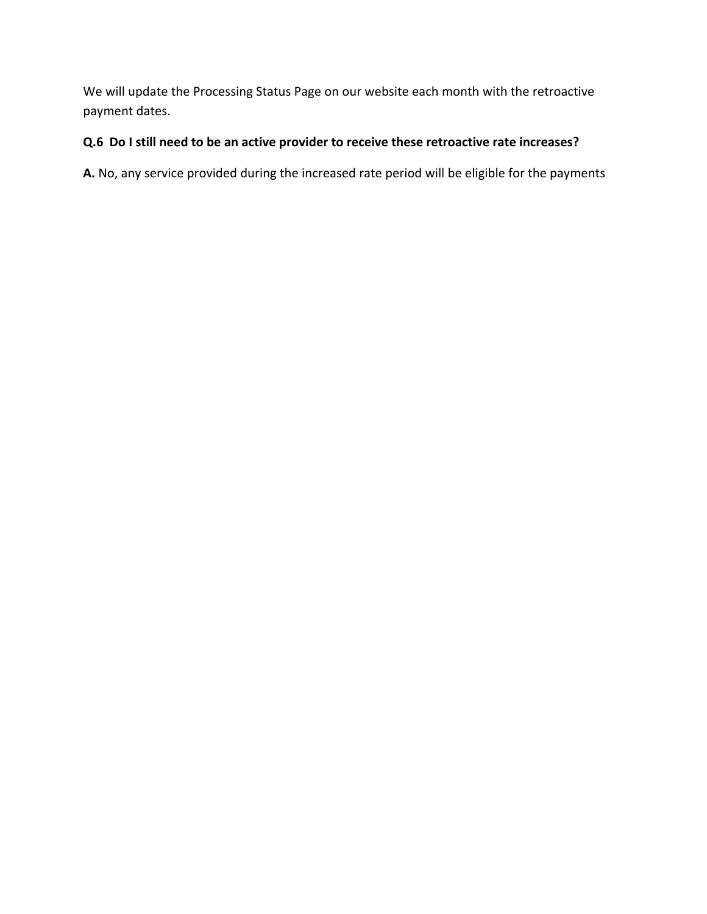We will update the Processing Status Page on our website each month with the retroactive payment dates.

**Q.6 Do I still need to be an active provider to receive these retroactive rate increases?**

**A.** No, any service provided during the increased rate period will be eligible for the payments